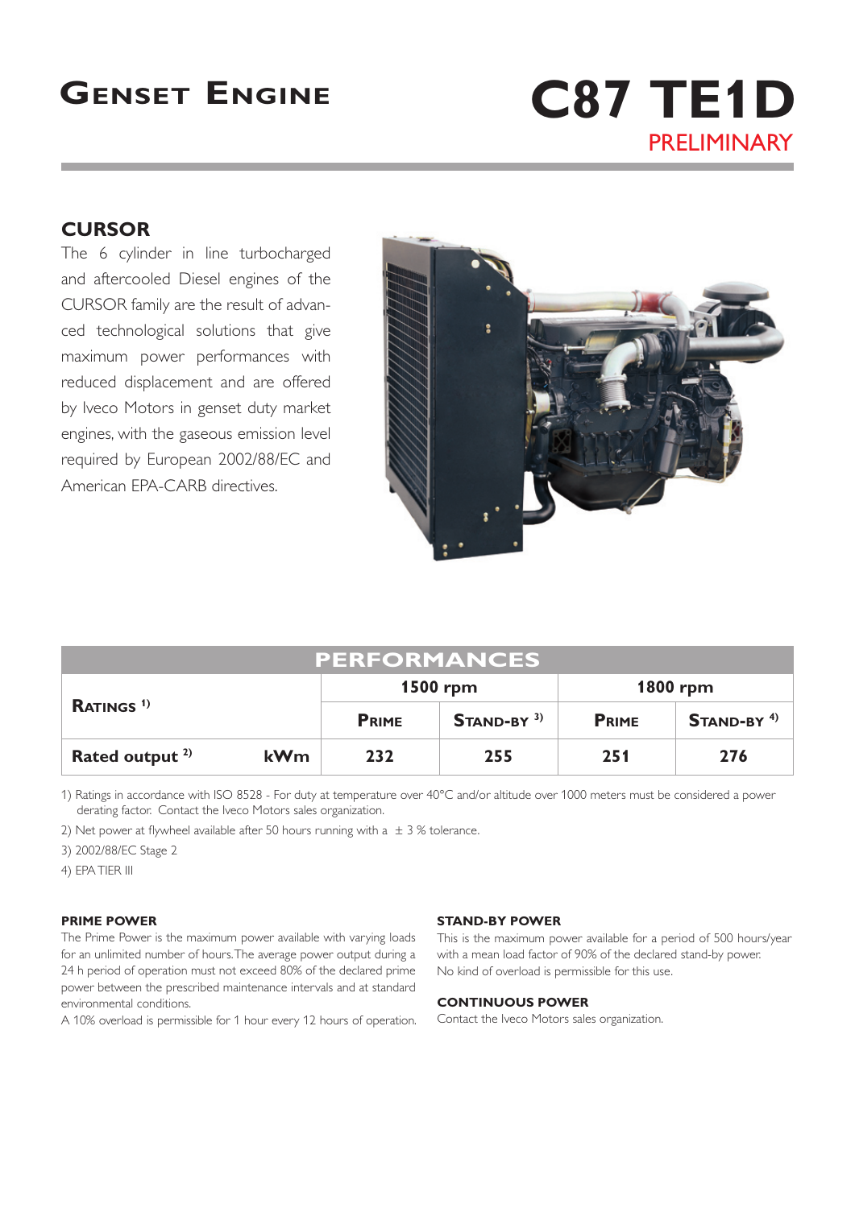# GENSET ENGINE

# C87 TE1D

PRELIMINARY

## CURSOR

The 6 cylinder in line turbocharged and aftercooled Diesel engines of the CURSOR family are the result of advanced technological solutions that give maximum power performances with reduced displacement and are offered by Iveco Motors in genset duty market engines, with the gaseous emission level required by European 2002/88/EC and American EPA-CARB directives.

| PERFORMANCES | | | | | |
|---|---|---|---|---|---|
| RATINGS [1] | | 1500 rpm | | 1800 rpm | |
| | | PRIME | STAND-BY [3] | PRIME | STAND-BY [4] |
| Rated output [2] | kWm | 232 | 255 | 251 | 276 |

1) Ratings in accordance with ISO 8528 - For duty at temperature over 40°C and/or altitude over 1000 meters must be considered a power derating factor. Contact the Iveco Motors sales organization.

2) Net power at flywheel available after 50 hours running with a ± 3 % tolerance.

3) 2002/88/EC Stage 2

4) EPA TIER III

**PRIME POWER**

The Prime Power is the maximum power available with varying loads for an unlimited number of hours. The average power output during a 24 h period of operation must not exceed 80% of the declared prime power between the prescribed maintenance intervals and at standard environmental conditions.

A 10% overload is permissible for 1 hour every 12 hours of operation.

**STAND-BY POWER**

This is the maximum power available for a period of 500 hours/year with a mean load factor of 90% of the declared stand-by power. No kind of overload is permissible for this use.

**CONTINUOUS POWER**

Contact the Iveco Motors sales organization.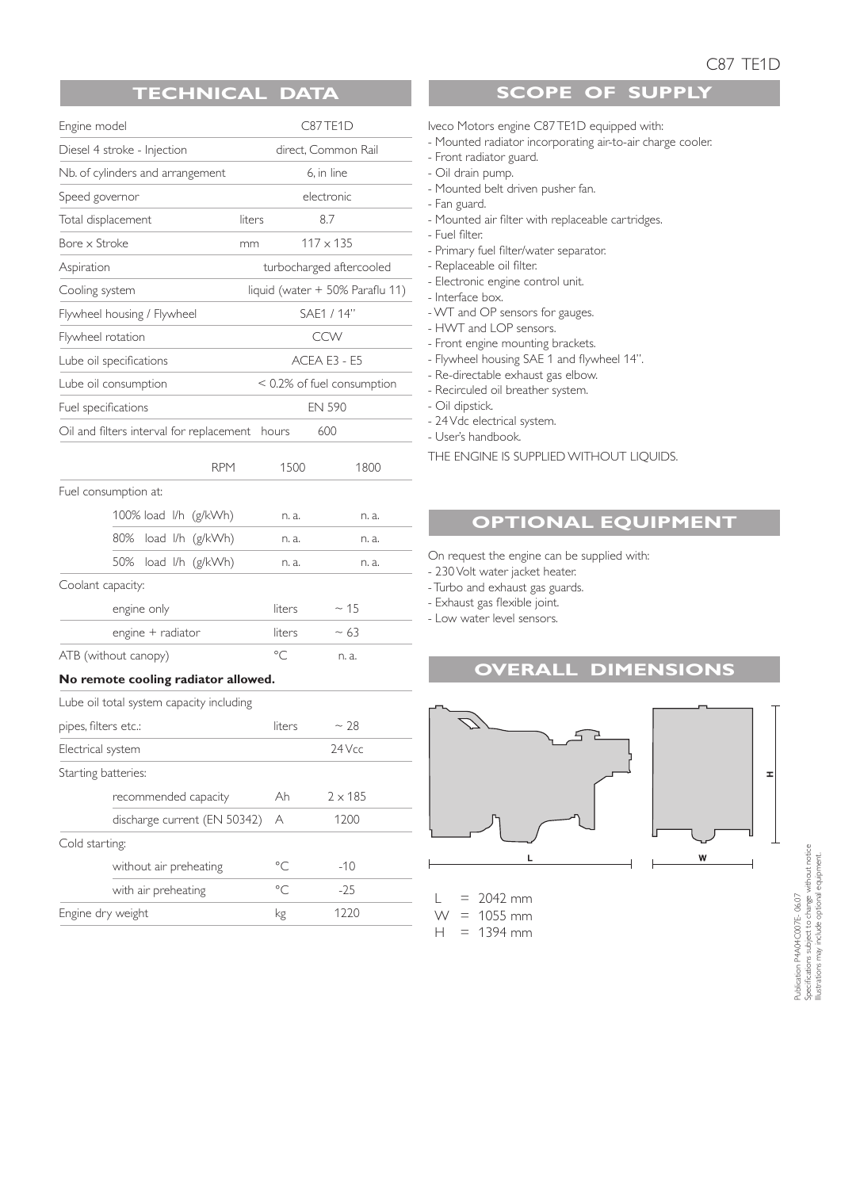C87 TE1D

## TECHNICAL DATA

| | | |
|---|---|---|
| Engine model | | C87 TE1D |
| Diesel 4 stroke - Injection | | direct, Common Rail |
| Nb. of cylinders and arrangement | | 6, in line |
| Speed governor | | electronic |
| Total displacement | liters | 8.7 |
| Bore x Stroke | mm | 117 x 135 |
| Aspiration | | turbocharged aftercooled |
| Cooling system | | liquid (water + 50% Paraflu 11) |
| Flywheel housing / Flywheel | | SAE1 / 14" |
| Flywheel rotation | | CCW |
| Lube oil specifications | | ACEA E3 - E5 |
| Lube oil consumption | | < 0.2% of fuel consumption |
| Fuel specifications | | EN 590 |
| Oil and filters interval for replacement | hours | 600 |

| | RPM | 1500 | 1800 |
|---|---|---|---|
| Fuel consumption at: | | | |
| 100% load l/h (g/kWh) | | n. a. | n. a. |
| 80% load l/h (g/kWh) | | n. a. | n. a. |
| 50% load l/h (g/kWh) | | n. a. | n. a. |
| Coolant capacity: | | | |
| engine only | | liters | ~ 15 |
| engine + radiator | | liters | ~ 63 |
| ATB (without canopy) | | °C | n. a. |
| **No remote cooling radiator allowed.** | | | |
| Lube oil total system capacity including pipes, filters etc.: | | liters | ~ 28 |
| Electrical system | | | 24 Vcc |
| Starting batteries: | | | |
| recommended capacity | | Ah | 2 x 185 |
| discharge current (EN 50342) | | A | 1200 |
| Cold starting: | | | |
| without air preheating | | °C | -10 |
| with air preheating | | °C | -25 |
| Engine dry weight | | kg | 1220 |

## SCOPE OF SUPPLY

Iveco Motors engine C87 TE1D equipped with:

- Mounted radiator incorporating air-to-air charge cooler.
- Front radiator guard.
- Oil drain pump.
- Mounted belt driven pusher fan.
- Fan guard.
- Mounted air filter with replaceable cartridges.
- Fuel filter.
- Primary fuel filter/water separator.
- Replaceable oil filter.
- Electronic engine control unit.
- Interface box.
- WT and OP sensors for gauges.
- HWT and LOP sensors.
- Front engine mounting brackets.
- Flywheel housing SAE 1 and flywheel 14".
- Re-directable exhaust gas elbow.
- Recirculed oil breather system.
- Oil dipstick.
- 24 Vdc electrical system.
- User's handbook.

THE ENGINE IS SUPPLIED WITHOUT LIQUIDS.

## OPTIONAL EQUIPMENT

On request the engine can be supplied with:

- 230 Volt water jacket heater.
- Turbo and exhaust gas guards.
- Exhaust gas flexible joint.
- Low water level sensors.

## OVERALL DIMENSIONS

L

W

H

L = 2042 mm
W = 1055 mm
H = 1394 mm

Publication P4A04C007E - 06.07
Specifications subject to change without notice
Illustrations may include optional equipment.